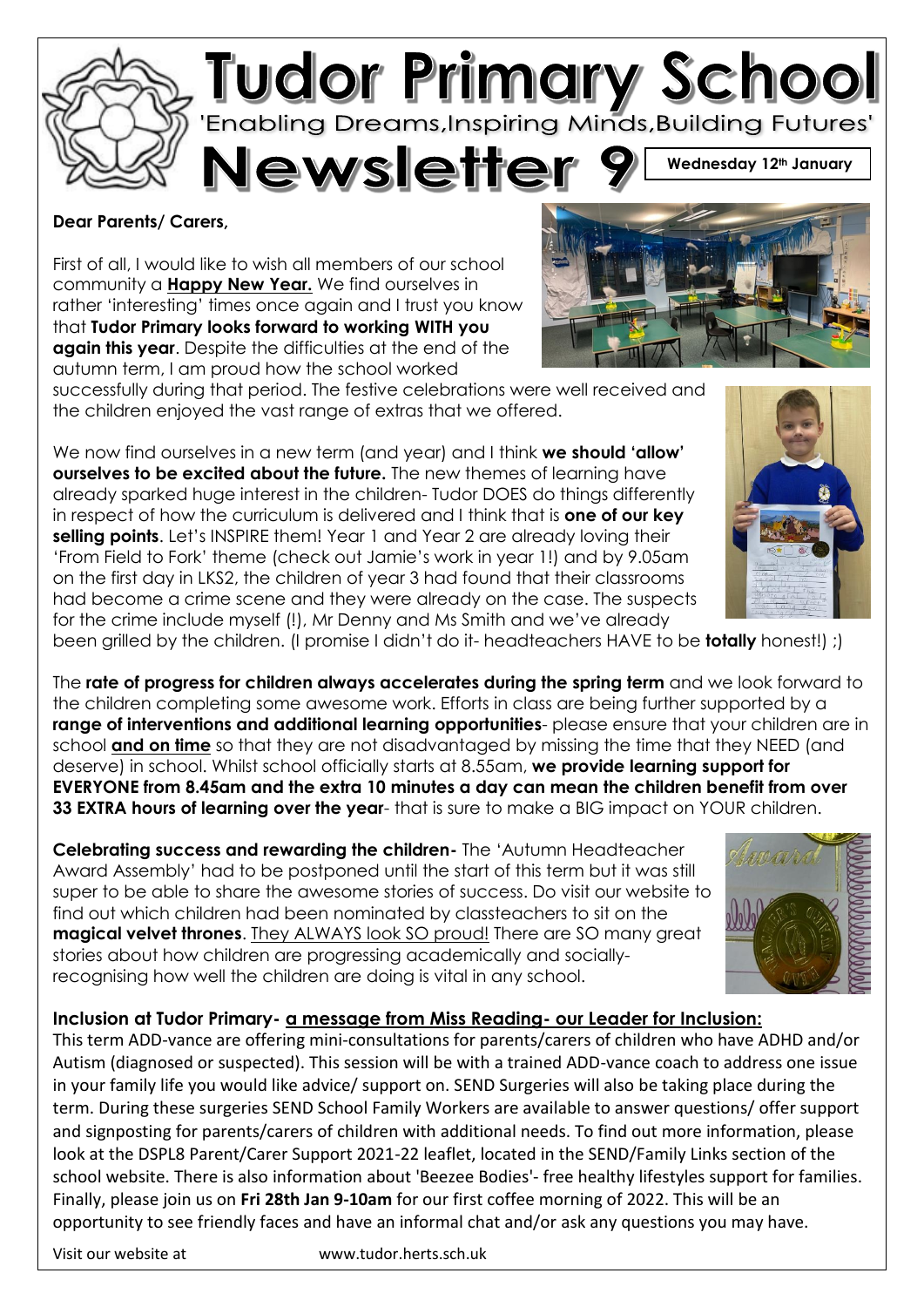# Tudor Primary School

'Enabling Dreams,Inspiring Minds,Building Futures'

## Newsletter 9

**Wednesday 12th January**

**Dear Parents/ Carers,**

First of all, I would like to wish all members of our school community a **Happy New Year.** We find ourselves in rather 'interesting' times once again and I trust you know that **Tudor Primary looks forward to working WITH you again this year**. Despite the difficulties at the end of the autumn term, I am proud how the school worked successfully during that period. The festive celebrations were well received and the children enjoyed the vast range of extras that we offered.

We now find ourselves in a new term (and year) and I think **we should 'allow' ourselves to be excited about the future.** The new themes of learning have already sparked huge interest in the children- Tudor DOES do things differently in respect of how the curriculum is delivered and I think that is **one of our key selling points**. Let's INSPIRE them! Year 1 and Year 2 are already loving their 'From Field to Fork' theme (check out Jamie's work in year 1!) and by 9.05am on the first day in LKS2, the children of year 3 had found that their classrooms had become a crime scene and they were already on the case. The suspects for the crime include myself (!), Mr Denny and Ms Smith and we've already been grilled by the children. (I promise I didn't do it- headteachers HAVE to be **totally** honest!) ;)

The **rate of progress for children always accelerates during the spring term** and we look forward to the children completing some awesome work. Efforts in class are being further supported by a **range of interventions and additional learning opportunities**- please ensure that your children are in school **and on time** so that they are not disadvantaged by missing the time that they NEED (and deserve) in school. Whilst school officially starts at 8.55am, **we provide learning support for EVERYONE from 8.45am and the extra 10 minutes a day can mean the children benefit from over 33 EXTRA hours of learning over the year**- that is sure to make a BIG impact on YOUR children.

**Celebrating success and rewarding the children-** The 'Autumn Headteacher Award Assembly' had to be postponed until the start of this term but it was still super to be able to share the awesome stories of success. Do visit our website to find out which children had been nominated by classteachers to sit on the **magical velvet thrones**. They ALWAYS look SO proud! There are SO many great stories about how children are progressing academically and socially- recognising how well the children are doing is vital in any school.

### Inclusion at Tudor Primary- a message from Miss Reading- our Leader for Inclusion:

This term ADD-vance are offering mini-consultations for parents/carers of children who have ADHD and/or Autism (diagnosed or suspected). This session will be with a trained ADD-vance coach to address one issue in your family life you would like advice/ support on. SEND Surgeries will also be taking place during the term. During these surgeries SEND School Family Workers are available to answer questions/ offer support and signposting for parents/carers of children with additional needs. To find out more information, please look at the DSPL8 Parent/Carer Support 2021-22 leaflet, located in the SEND/Family Links section of the school website. There is also information about 'Beezee Bodies'- free healthy lifestyles support for families. Finally, please join us on **Fri 28th Jan 9-10am** for our first coffee morning of 2022. This will be an opportunity to see friendly faces and have an informal chat and/or ask any questions you may have.

Visit our website at www.tudor.herts.sch.uk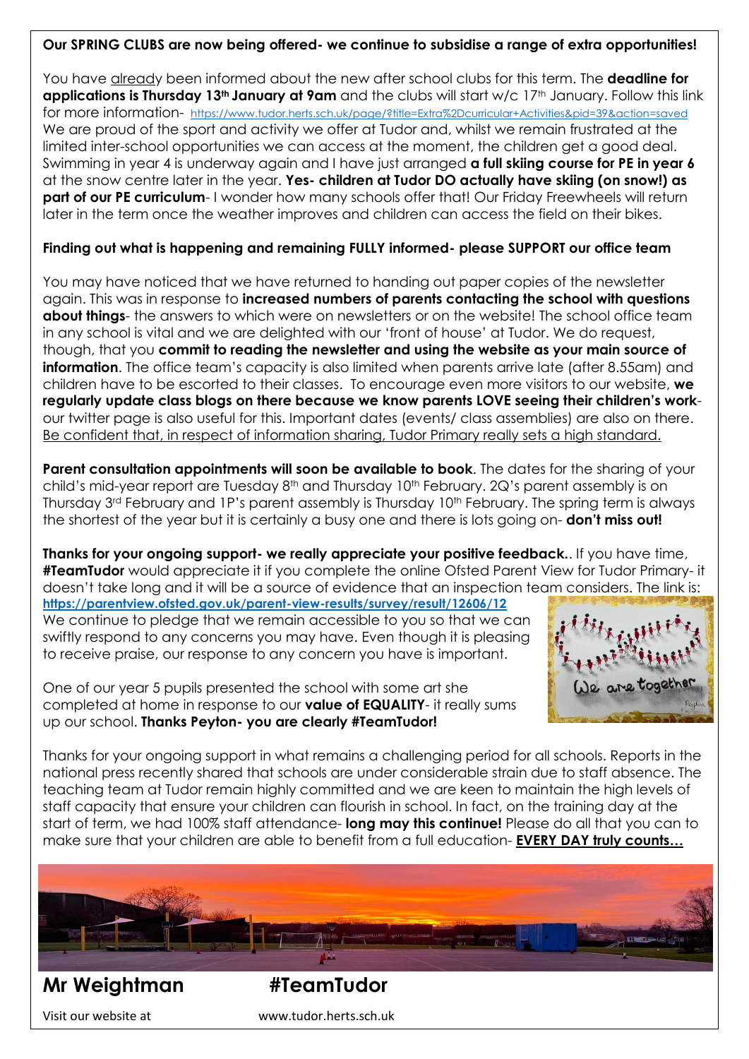**Our SPRING CLUBS are now being offered- we continue to subsidise a range of extra opportunities!**

You have already been informed about the new after school clubs for this term. The **deadline for applications is Thursday 13th January at 9am** and the clubs will start w/c 17th January. Follow this link for more information- https://www.tudor.herts.sch.uk/page/?title=Extra%2Dcurricular+Activities&pid=39&action=saved
We are proud of the sport and activity we offer at Tudor and, whilst we remain frustrated at the limited inter-school opportunities we can access at the moment, the children get a good deal. Swimming in year 4 is underway again and I have just arranged **a full skiing course for PE in year 6** at the snow centre later in the year. **Yes- children at Tudor DO actually have skiing (on snow!) as part of our PE curriculum**- I wonder how many schools offer that! Our Friday Freewheels will return later in the term once the weather improves and children can access the field on their bikes.

**Finding out what is happening and remaining FULLY informed- please SUPPORT our office team**

You may have noticed that we have returned to handing out paper copies of the newsletter again. This was in response to **increased numbers of parents contacting the school with questions about things**- the answers to which were on newsletters or on the website! The school office team in any school is vital and we are delighted with our 'front of house' at Tudor. We do request, though, that you **commit to reading the newsletter and using the website as your main source of information**. The office team's capacity is also limited when parents arrive late (after 8.55am) and children have to be escorted to their classes. To encourage even more visitors to our website, **we regularly update class blogs on there because we know parents LOVE seeing their children's work**- our twitter page is also useful for this. Important dates (events/ class assemblies) are also on there. Be confident that, in respect of information sharing, Tudor Primary really sets a high standard.

**Parent consultation appointments will soon be available to book**. The dates for the sharing of your child's mid-year report are Tuesday 8th and Thursday 10th February. 2Q's parent assembly is on Thursday 3rd February and 1P's parent assembly is Thursday 10th February. The spring term is always the shortest of the year but it is certainly a busy one and there is lots going on- **don't miss out!**

**Thanks for your ongoing support- we really appreciate your positive feedback.**. If you have time, **#TeamTudor** would appreciate it if you complete the online Ofsted Parent View for Tudor Primary- it doesn't take long and it will be a source of evidence that an inspection team considers. The link is: **https://parentview.ofsted.gov.uk/parent-view-results/survey/result/12606/12**
We continue to pledge that we remain accessible to you so that we can swiftly respond to any concerns you may have. Even though it is pleasing to receive praise, our response to any concern you have is important.

One of our year 5 pupils presented the school with some art she completed at home in response to our **value of EQUALITY**- it really sums up our school. **Thanks Peyton- you are clearly #TeamTudor!**

Thanks for your ongoing support in what remains a challenging period for all schools. Reports in the national press recently shared that schools are under considerable strain due to staff absence. The teaching team at Tudor remain highly committed and we are keen to maintain the high levels of staff capacity that ensure your children can flourish in school. In fact, on the training day at the start of term, we had 100% staff attendance- **long may this continue!** Please do all that you can to make sure that your children are able to benefit from a full education- **EVERY DAY truly counts…**

**Mr Weightman** **#TeamTudor**

Visit our website at www.tudor.herts.sch.uk